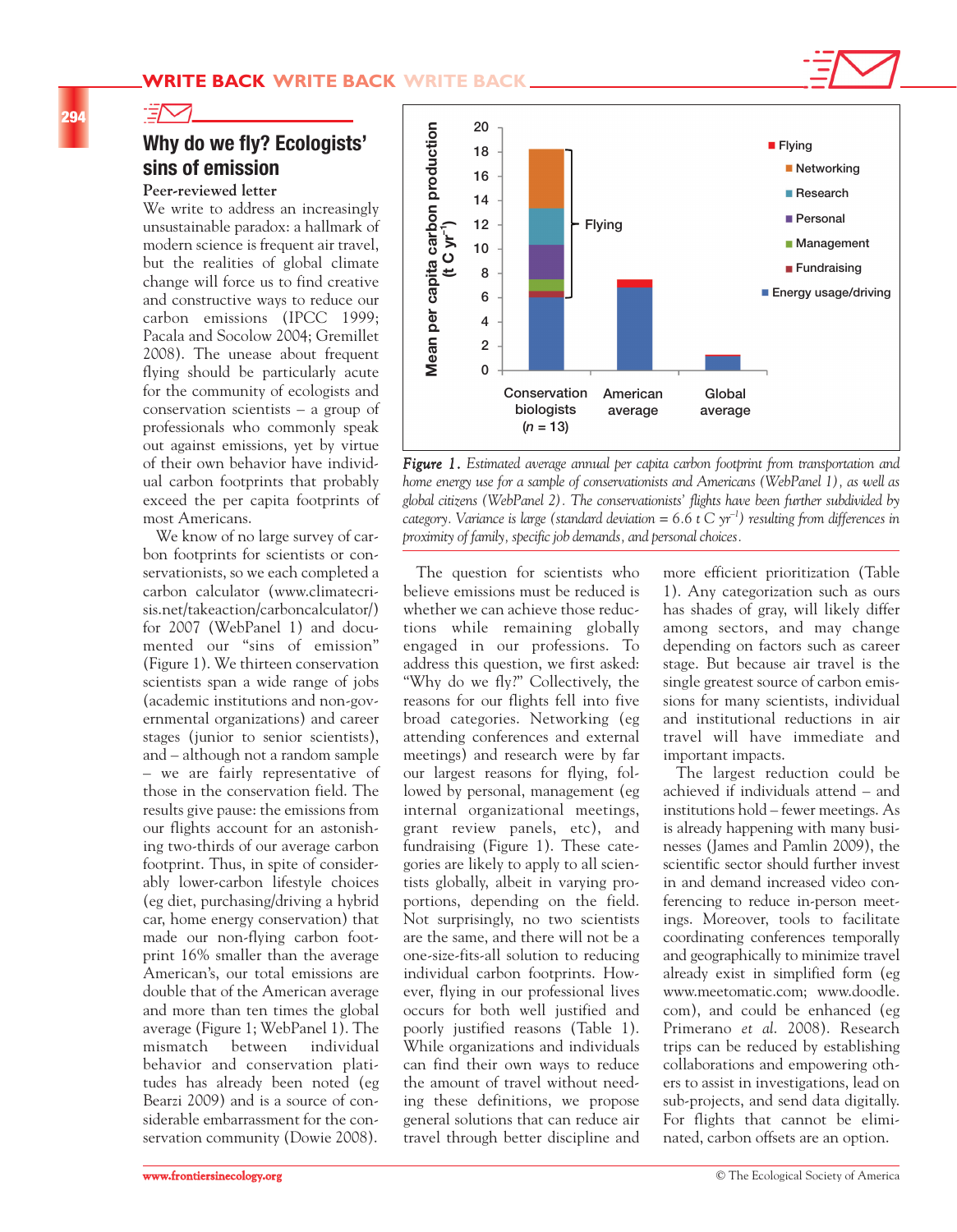## Why do we fly? Ecologists' sins of emission

**Peer-reviewed letter**

We write to address an increasingly unsustainable paradox: a hallmark of modern science is frequent air travel, but the realities of global climate change will force us to find creative and constructive ways to reduce our carbon emissions (IPCC 1999; Pacala and Socolow 2004; Gremillet 2008). The unease about frequent flying should be particularly acute for the community of ecologists and conservation scientists – a group of professionals who commonly speak out against emissions, yet by virtue of their own behavior have individual carbon footprints that probably exceed the per capita footprints of most Americans.

We know of no large survey of carbon footprints for scientists or conservationists, so we each completed a carbon calculator (www.climatecrisis.net/takeaction/carboncalculator/) for 2007 (WebPanel 1) and documented our "sins of emission" (Figure 1). We thirteen conservation scientists span a wide range of jobs (academic institutions and non-governmental organizations) and career stages (junior to senior scientists), and – although not a random sample – we are fairly representative of those in the conservation field. The results give pause: the emissions from our flights account for an astonishing two-thirds of our average carbon footprint. Thus, in spite of considerably lower-carbon lifestyle choices (eg diet, purchasing/driving a hybrid car, home energy conservation) that made our non-flying carbon footprint 16% smaller than the average American's, our total emissions are double that of the American average and more than ten times the global average (Figure 1; WebPanel 1). The mismatch between individual behavior and conservation platitudes has already been noted (eg Bearzi 2009) and is a source of considerable embarrassment for the conservation community (Dowie 2008).

*Figure 1. Estimated average annual per capita carbon footprint from transportation and home energy use for a sample of conservationists and Americans (WebPanel 1), as well as global citizens (WebPanel 2). The conservationists' flights have been further subdivided by category. Variance is large (standard deviation = 6.6 t C yr$^{-1}$) resulting from differences in proximity of family, specific job demands, and personal choices.*

The question for scientists who believe emissions must be reduced is whether we can achieve those reductions while remaining globally engaged in our professions. To address this question, we first asked: "Why do we fly?" Collectively, the reasons for our flights fell into five broad categories. Networking (eg attending conferences and external meetings) and research were by far our largest reasons for flying, followed by personal, management (eg internal organizational meetings, grant review panels, etc), and fundraising (Figure 1). These categories are likely to apply to all scientists globally, albeit in varying proportions, depending on the field. Not surprisingly, no two scientists are the same, and there will not be a one-size-fits-all solution to reducing individual carbon footprints. However, flying in our professional lives occurs for both well justified and poorly justified reasons (Table 1). While organizations and individuals can find their own ways to reduce the amount of travel without needing these definitions, we propose general solutions that can reduce air travel through better discipline and more efficient prioritization (Table 1). Any categorization such as ours has shades of gray, will likely differ among sectors, and may change depending on factors such as career stage. But because air travel is the single greatest source of carbon emissions for many scientists, individual and institutional reductions in air travel will have immediate and important impacts.

The largest reduction could be achieved if individuals attend – and institutions hold – fewer meetings. As is already happening with many businesses (James and Pamlin 2009), the scientific sector should further invest in and demand increased video conferencing to reduce in-person meetings. Moreover, tools to facilitate coordinating conferences temporally and geographically to minimize travel already exist in simplified form (eg www.meetomatic.com; www.doodle.com), and could be enhanced (eg Primerano *et al.* 2008). Research trips can be reduced by establishing collaborations and empowering others to assist in investigations, lead on sub-projects, and send data digitally. For flights that cannot be eliminated, carbon offsets are an option.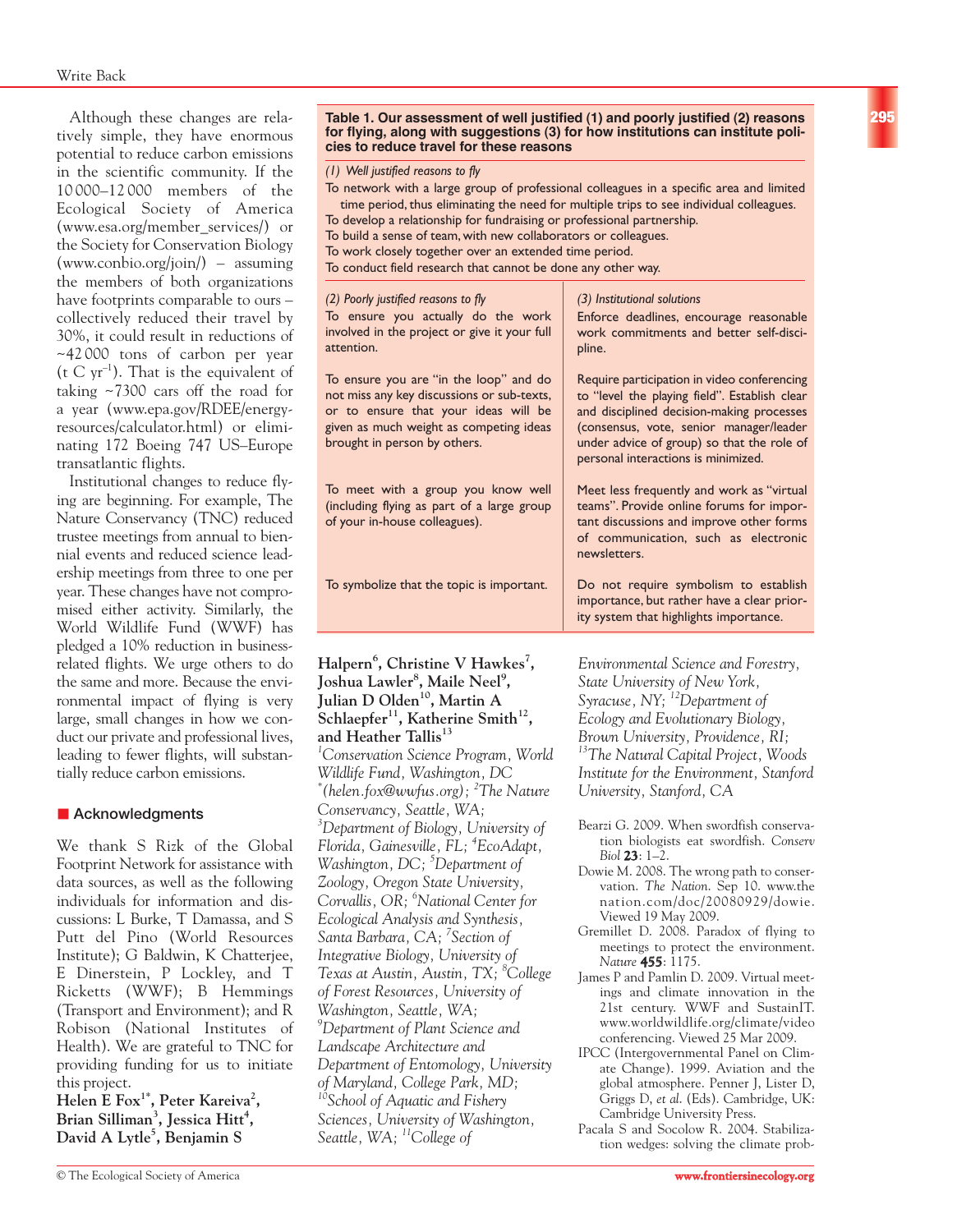Although these changes are relatively simple, they have enormous potential to reduce carbon emissions in the scientific community. If the 10 000–12 000 members of the Ecological Society of America (www.esa.org/member_services/) or the Society for Conservation Biology (www.conbio.org/join/) – assuming the members of both organizations have footprints comparable to ours – collectively reduced their travel by 30%, it could result in reductions of ~42 000 tons of carbon per year (t C $yr^{-1}$). That is the equivalent of taking ~7300 cars off the road for a year (www.epa.gov/RDEE/energy-resources/calculator.html) or eliminating 172 Boeing 747 US–Europe transatlantic flights.

Institutional changes to reduce flying are beginning. For example, The Nature Conservancy (TNC) reduced trustee meetings from annual to biennial events and reduced science leadership meetings from three to one per year. These changes have not compromised either activity. Similarly, the World Wildlife Fund (WWF) has pledged a 10% reduction in business-related flights. We urge others to do the same and more. Because the environmental impact of flying is very large, small changes in how we conduct our private and professional lives, leading to fewer flights, will substantially reduce carbon emissions.

**Table 1. Our assessment of well justified (1) and poorly justified (2) reasons for flying, along with suggestions (3) for how institutions can institute policies to reduce travel for these reasons**

*(1) Well justified reasons to fly*

- To network with a large group of professional colleagues in a specific area and limited time period, thus eliminating the need for multiple trips to see individual colleagues.
- To develop a relationship for fundraising or professional partnership.
- To build a sense of team, with new collaborators or colleagues.
- To work closely together over an extended time period.
- To conduct field research that cannot be done any other way.

| *(2) Poorly justified reasons to fly* | *(3) Institutional solutions* |
|---|---|
| To ensure you actually do the work involved in the project or give it your full attention. | Enforce deadlines, encourage reasonable work commitments and better self-discipline. |
| To ensure you are "in the loop" and do not miss any key discussions or sub-texts, or to ensure that your ideas will be given as much weight as competing ideas brought in person by others. | Require participation in video conferencing to "level the playing field". Establish clear and disciplined decision-making processes (consensus, vote, senior manager/leader under advice of group) so that the role of personal interactions is minimized. |
| To meet with a group you know well (including flying as part of a large group of your in-house colleagues). | Meet less frequently and work as "virtual teams". Provide online forums for important discussions and improve other forms of communication, such as electronic newsletters. |
| To symbolize that the topic is important. | Do not require symbolism to establish importance, but rather have a clear priority system that highlights importance. |

## Acknowledgments

We thank S Rizk of the Global Footprint Network for assistance with data sources, as well as the following individuals for information and discussions: L Burke, T Damassa, and S Putt del Pino (World Resources Institute); G Baldwin, K Chatterjee, E Dinerstein, P Lockley, and T Ricketts (WWF); B Hemmings (Transport and Environment); and R Robison (National Institutes of Health). We are grateful to TNC for providing funding for us to initiate this project.

**Helen E Fox[1*], Peter Kareiva[2], Brian Silliman[3], Jessica Hitt[4], David A Lytle[5], Benjamin S Halpern[6], Christine V Hawkes[7], Joshua Lawler[8], Maile Neel[9], Julian D Olden[10], Martin A Schlaepfer[11], Katherine Smith[12], and Heather Tallis[13]**

*[1]Conservation Science Program, World Wildlife Fund, Washington, DC [*](helen.fox@wwfus.org); [2]The Nature Conservancy, Seattle, WA; [3]Department of Biology, University of Florida, Gainesville, FL; [4]EcoAdapt, Washington, DC; [5]Department of Zoology, Oregon State University, Corvallis, OR; [6]National Center for Ecological Analysis and Synthesis, Santa Barbara, CA; [7]Section of Integrative Biology, University of Texas at Austin, Austin, TX; [8]College of Forest Resources, University of Washington, Seattle, WA; [9]Department of Plant Science and Landscape Architecture and Department of Entomology, University of Maryland, College Park, MD; [10]School of Aquatic and Fishery Sciences, University of Washington, Seattle, WA; [11]College of Environmental Science and Forestry, State University of New York, Syracuse, NY; [12]Department of Ecology and Evolutionary Biology, Brown University, Providence, RI; [13]The Natural Capital Project, Woods Institute for the Environment, Stanford University, Stanford, CA*

Bearzi G. 2009. When swordfish conservation biologists eat swordfish. *Conserv Biol* **23**: 1–2.

Dowie M. 2008. The wrong path to conservation. *The Nation*. Sep 10. www.thenation.com/doc/20080929/dowie. Viewed 19 May 2009.

Gremillet D. 2008. Paradox of flying to meetings to protect the environment. *Nature* **455**: 1175.

James P and Pamlin D. 2009. Virtual meetings and climate innovation in the 21st century. WWF and SustainIT. www.worldwildlife.org/climate/videoconferencing. Viewed 25 Mar 2009.

IPCC (Intergovernmental Panel on Climate Change). 1999. Aviation and the global atmosphere. Penner J, Lister D, Griggs D, *et al.* (Eds). Cambridge, UK: Cambridge University Press.

Pacala S and Socolow R. 2004. Stabilization wedges: solving the climate prob-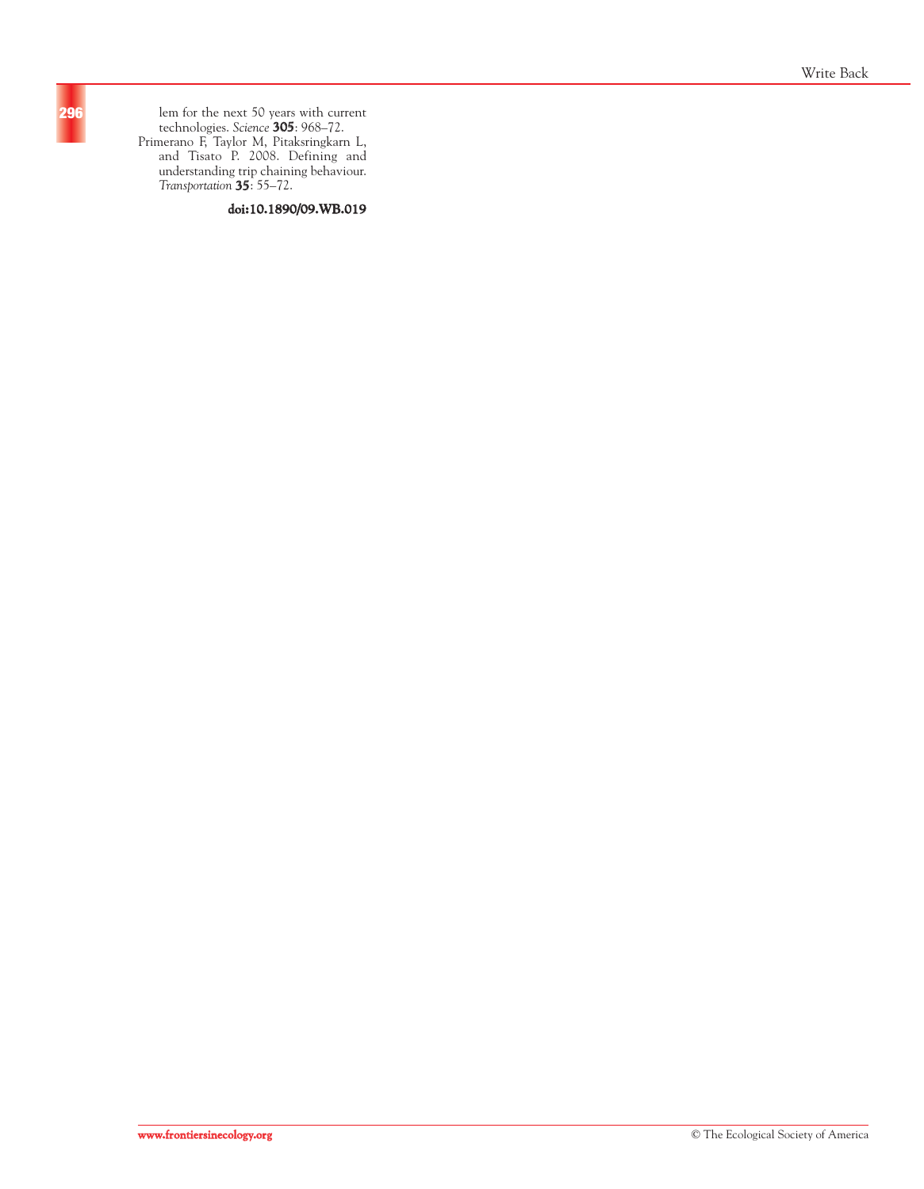lem for the next 50 years with current technologies. *Science* **305**: 968–72.

Primerano F, Taylor M, Pitaksringkarn L, and Tisato P. 2008. Defining and understanding trip chaining behaviour. *Transportation* **35**: 55–72.

**doi:10.1890/09.WB.019**